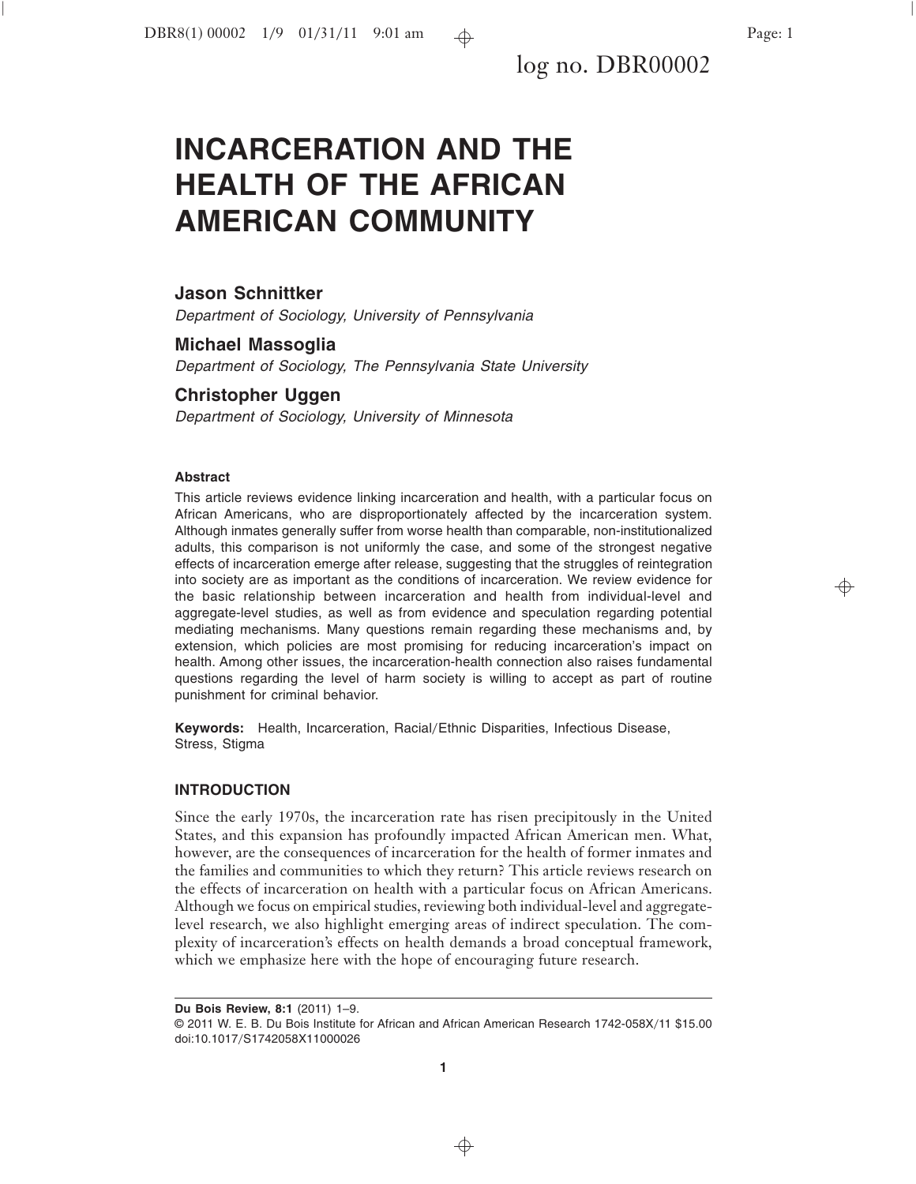# INCARCERATION AND THE HEALTH OF THE AFRICAN AMERICAN COMMUNITY

**Jason Schnittker**

*Department of Sociology, University of Pennsylvania*

**Michael Massoglia**

*Department of Sociology, The Pennsylvania State University*

**Christopher Uggen**

*Department of Sociology, University of Minnesota*

#### Abstract

This article reviews evidence linking incarceration and health, with a particular focus on African Americans, who are disproportionately affected by the incarceration system. Although inmates generally suffer from worse health than comparable, non-institutionalized adults, this comparison is not uniformly the case, and some of the strongest negative effects of incarceration emerge after release, suggesting that the struggles of reintegration into society are as important as the conditions of incarceration. We review evidence for the basic relationship between incarceration and health from individual-level and aggregate-level studies, as well as from evidence and speculation regarding potential mediating mechanisms. Many questions remain regarding these mechanisms and, by extension, which policies are most promising for reducing incarceration's impact on health. Among other issues, the incarceration-health connection also raises fundamental questions regarding the level of harm society is willing to accept as part of routine punishment for criminal behavior.

**Keywords:** Health, Incarceration, Racial/Ethnic Disparities, Infectious Disease, Stress, Stigma

## INTRODUCTION

Since the early 1970s, the incarceration rate has risen precipitously in the United States, and this expansion has profoundly impacted African American men. What, however, are the consequences of incarceration for the health of former inmates and the families and communities to which they return? This article reviews research on the effects of incarceration on health with a particular focus on African Americans. Although we focus on empirical studies, reviewing both individual-level and aggregate-level research, we also highlight emerging areas of indirect speculation. The complexity of incarceration's effects on health demands a broad conceptual framework, which we emphasize here with the hope of encouraging future research.

**Du Bois Review, 8:1** (2011) 1–9.
© 2011 W. E. B. Du Bois Institute for African and African American Research 1742-058X/11 $15.00
doi:10.1017/S1742058X11000026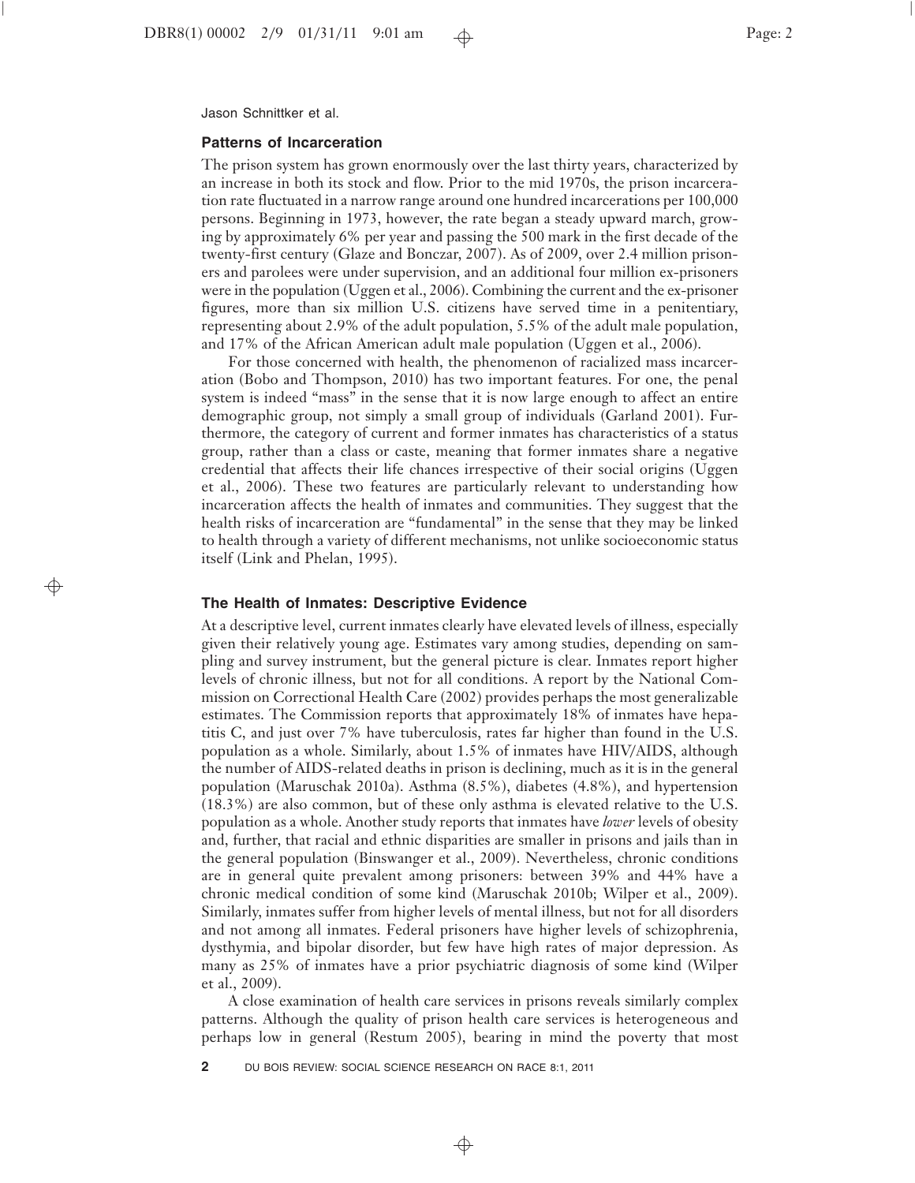## Patterns of Incarceration

The prison system has grown enormously over the last thirty years, characterized by an increase in both its stock and flow. Prior to the mid 1970s, the prison incarceration rate fluctuated in a narrow range around one hundred incarcerations per 100,000 persons. Beginning in 1973, however, the rate began a steady upward march, growing by approximately 6% per year and passing the 500 mark in the first decade of the twenty-first century (Glaze and Bonczar, 2007). As of 2009, over 2.4 million prisoners and parolees were under supervision, and an additional four million ex-prisoners were in the population (Uggen et al., 2006). Combining the current and the ex-prisoner figures, more than six million U.S. citizens have served time in a penitentiary, representing about 2.9% of the adult population, 5.5% of the adult male population, and 17% of the African American adult male population (Uggen et al., 2006).

For those concerned with health, the phenomenon of racialized mass incarceration (Bobo and Thompson, 2010) has two important features. For one, the penal system is indeed "mass" in the sense that it is now large enough to affect an entire demographic group, not simply a small group of individuals (Garland 2001). Furthermore, the category of current and former inmates has characteristics of a status group, rather than a class or caste, meaning that former inmates share a negative credential that affects their life chances irrespective of their social origins (Uggen et al., 2006). These two features are particularly relevant to understanding how incarceration affects the health of inmates and communities. They suggest that the health risks of incarceration are "fundamental" in the sense that they may be linked to health through a variety of different mechanisms, not unlike socioeconomic status itself (Link and Phelan, 1995).

## The Health of Inmates: Descriptive Evidence

At a descriptive level, current inmates clearly have elevated levels of illness, especially given their relatively young age. Estimates vary among studies, depending on sampling and survey instrument, but the general picture is clear. Inmates report higher levels of chronic illness, but not for all conditions. A report by the National Commission on Correctional Health Care (2002) provides perhaps the most generalizable estimates. The Commission reports that approximately 18% of inmates have hepatitis C, and just over 7% have tuberculosis, rates far higher than found in the U.S. population as a whole. Similarly, about 1.5% of inmates have HIV/AIDS, although the number of AIDS-related deaths in prison is declining, much as it is in the general population (Maruschak 2010a). Asthma (8.5%), diabetes (4.8%), and hypertension (18.3%) are also common, but of these only asthma is elevated relative to the U.S. population as a whole. Another study reports that inmates have *lower* levels of obesity and, further, that racial and ethnic disparities are smaller in prisons and jails than in the general population (Binswanger et al., 2009). Nevertheless, chronic conditions are in general quite prevalent among prisoners: between 39% and 44% have a chronic medical condition of some kind (Maruschak 2010b; Wilper et al., 2009). Similarly, inmates suffer from higher levels of mental illness, but not for all disorders and not among all inmates. Federal prisoners have higher levels of schizophrenia, dysthymia, and bipolar disorder, but few have high rates of major depression. As many as 25% of inmates have a prior psychiatric diagnosis of some kind (Wilper et al., 2009).

A close examination of health care services in prisons reveals similarly complex patterns. Although the quality of prison health care services is heterogeneous and perhaps low in general (Restum 2005), bearing in mind the poverty that most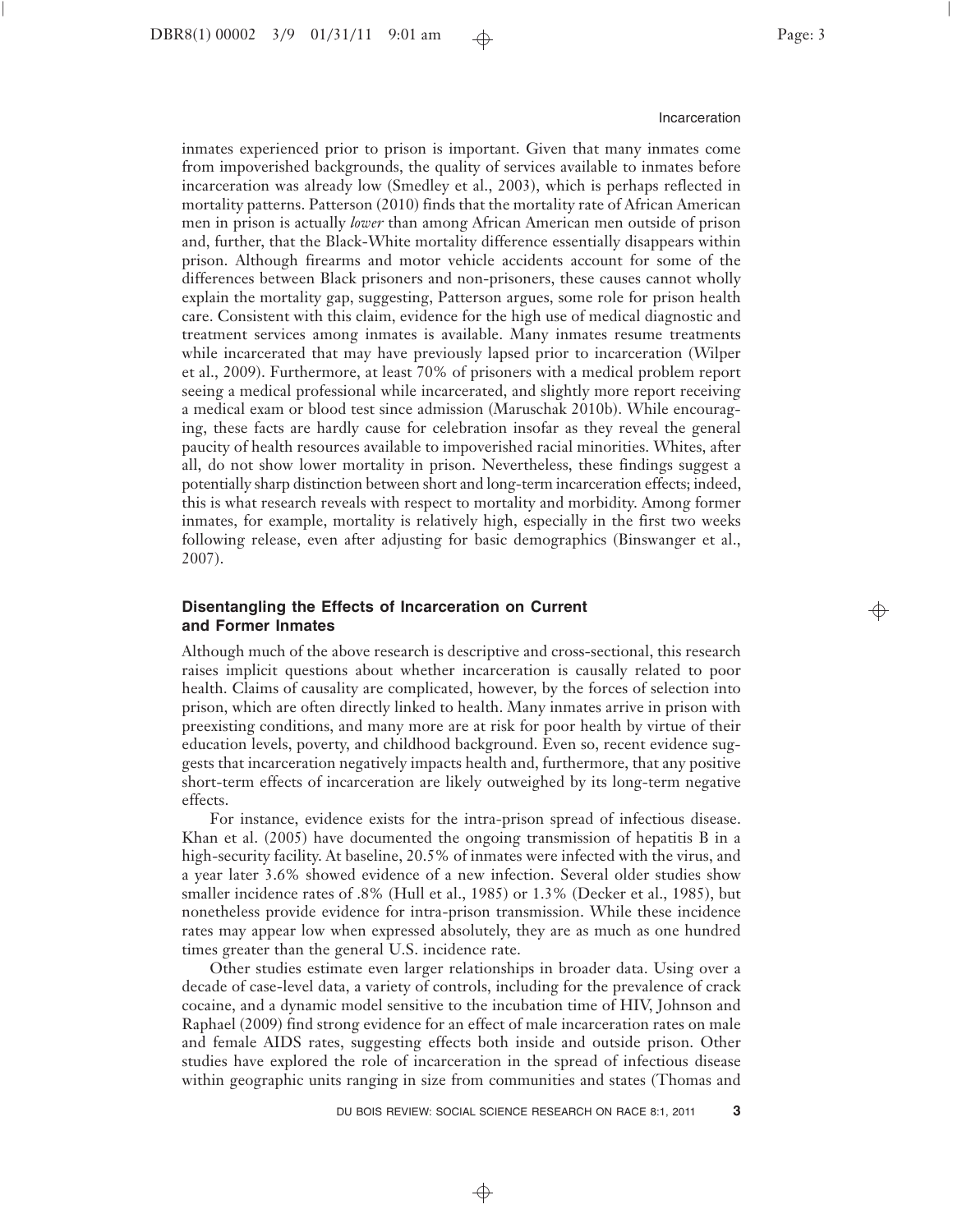inmates experienced prior to prison is important. Given that many inmates come from impoverished backgrounds, the quality of services available to inmates before incarceration was already low (Smedley et al., 2003), which is perhaps reflected in mortality patterns. Patterson (2010) finds that the mortality rate of African American men in prison is actually *lower* than among African American men outside of prison and, further, that the Black-White mortality difference essentially disappears within prison. Although firearms and motor vehicle accidents account for some of the differences between Black prisoners and non-prisoners, these causes cannot wholly explain the mortality gap, suggesting, Patterson argues, some role for prison health care. Consistent with this claim, evidence for the high use of medical diagnostic and treatment services among inmates is available. Many inmates resume treatments while incarcerated that may have previously lapsed prior to incarceration (Wilper et al., 2009). Furthermore, at least 70% of prisoners with a medical problem report seeing a medical professional while incarcerated, and slightly more report receiving a medical exam or blood test since admission (Maruschak 2010b). While encouraging, these facts are hardly cause for celebration insofar as they reveal the general paucity of health resources available to impoverished racial minorities. Whites, after all, do not show lower mortality in prison. Nevertheless, these findings suggest a potentially sharp distinction between short and long-term incarceration effects; indeed, this is what research reveals with respect to mortality and morbidity. Among former inmates, for example, mortality is relatively high, especially in the first two weeks following release, even after adjusting for basic demographics (Binswanger et al., 2007).

### Disentangling the Effects of Incarceration on Current and Former Inmates

Although much of the above research is descriptive and cross-sectional, this research raises implicit questions about whether incarceration is causally related to poor health. Claims of causality are complicated, however, by the forces of selection into prison, which are often directly linked to health. Many inmates arrive in prison with preexisting conditions, and many more are at risk for poor health by virtue of their education levels, poverty, and childhood background. Even so, recent evidence suggests that incarceration negatively impacts health and, furthermore, that any positive short-term effects of incarceration are likely outweighed by its long-term negative effects.

For instance, evidence exists for the intra-prison spread of infectious disease. Khan et al. (2005) have documented the ongoing transmission of hepatitis B in a high-security facility. At baseline, 20.5% of inmates were infected with the virus, and a year later 3.6% showed evidence of a new infection. Several older studies show smaller incidence rates of .8% (Hull et al., 1985) or 1.3% (Decker et al., 1985), but nonetheless provide evidence for intra-prison transmission. While these incidence rates may appear low when expressed absolutely, they are as much as one hundred times greater than the general U.S. incidence rate.

Other studies estimate even larger relationships in broader data. Using over a decade of case-level data, a variety of controls, including for the prevalence of crack cocaine, and a dynamic model sensitive to the incubation time of HIV, Johnson and Raphael (2009) find strong evidence for an effect of male incarceration rates on male and female AIDS rates, suggesting effects both inside and outside prison. Other studies have explored the role of incarceration in the spread of infectious disease within geographic units ranging in size from communities and states (Thomas and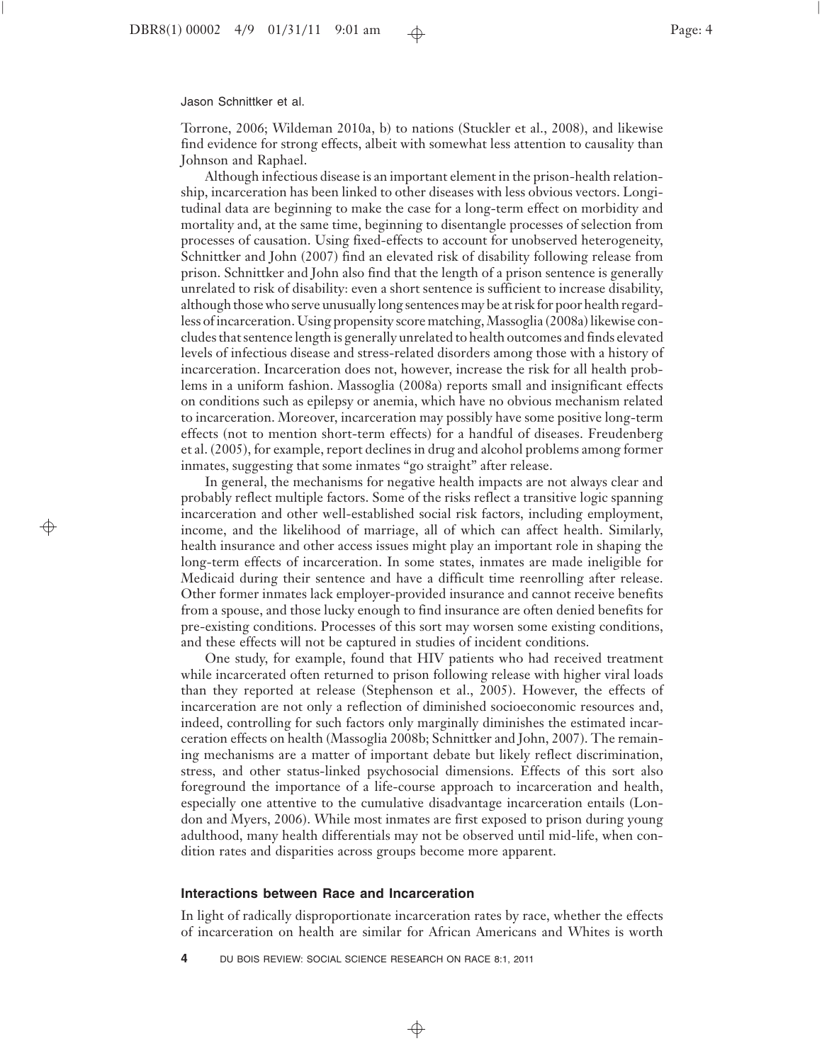Torrone, 2006; Wildeman 2010a, b) to nations (Stuckler et al., 2008), and likewise find evidence for strong effects, albeit with somewhat less attention to causality than Johnson and Raphael.

Although infectious disease is an important element in the prison-health relationship, incarceration has been linked to other diseases with less obvious vectors. Longitudinal data are beginning to make the case for a long-term effect on morbidity and mortality and, at the same time, beginning to disentangle processes of selection from processes of causation. Using fixed-effects to account for unobserved heterogeneity, Schnittker and John (2007) find an elevated risk of disability following release from prison. Schnittker and John also find that the length of a prison sentence is generally unrelated to risk of disability: even a short sentence is sufficient to increase disability, although those who serve unusually long sentences may be at risk for poor health regardless of incarceration. Using propensity score matching, Massoglia (2008a) likewise concludes that sentence length is generally unrelated to health outcomes and finds elevated levels of infectious disease and stress-related disorders among those with a history of incarceration. Incarceration does not, however, increase the risk for all health problems in a uniform fashion. Massoglia (2008a) reports small and insignificant effects on conditions such as epilepsy or anemia, which have no obvious mechanism related to incarceration. Moreover, incarceration may possibly have some positive long-term effects (not to mention short-term effects) for a handful of diseases. Freudenberg et al. (2005), for example, report declines in drug and alcohol problems among former inmates, suggesting that some inmates "go straight" after release.

In general, the mechanisms for negative health impacts are not always clear and probably reflect multiple factors. Some of the risks reflect a transitive logic spanning incarceration and other well-established social risk factors, including employment, income, and the likelihood of marriage, all of which can affect health. Similarly, health insurance and other access issues might play an important role in shaping the long-term effects of incarceration. In some states, inmates are made ineligible for Medicaid during their sentence and have a difficult time reenrolling after release. Other former inmates lack employer-provided insurance and cannot receive benefits from a spouse, and those lucky enough to find insurance are often denied benefits for pre-existing conditions. Processes of this sort may worsen some existing conditions, and these effects will not be captured in studies of incident conditions.

One study, for example, found that HIV patients who had received treatment while incarcerated often returned to prison following release with higher viral loads than they reported at release (Stephenson et al., 2005). However, the effects of incarceration are not only a reflection of diminished socioeconomic resources and, indeed, controlling for such factors only marginally diminishes the estimated incarceration effects on health (Massoglia 2008b; Schnittker and John, 2007). The remaining mechanisms are a matter of important debate but likely reflect discrimination, stress, and other status-linked psychosocial dimensions. Effects of this sort also foreground the importance of a life-course approach to incarceration and health, especially one attentive to the cumulative disadvantage incarceration entails (London and Myers, 2006). While most inmates are first exposed to prison during young adulthood, many health differentials may not be observed until mid-life, when condition rates and disparities across groups become more apparent.

### Interactions between Race and Incarceration

In light of radically disproportionate incarceration rates by race, whether the effects of incarceration on health are similar for African Americans and Whites is worth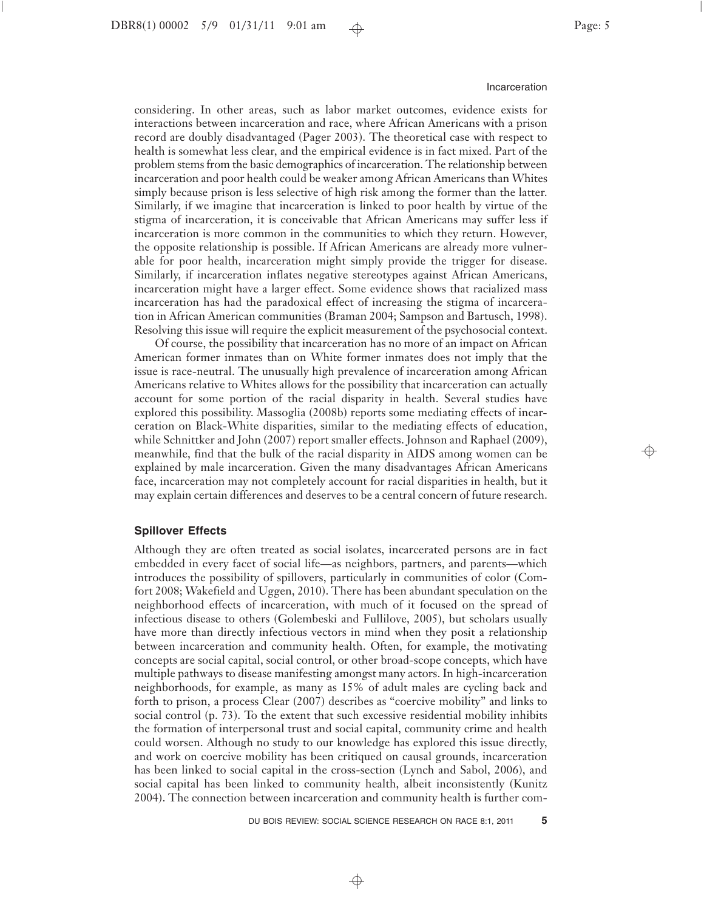considering. In other areas, such as labor market outcomes, evidence exists for interactions between incarceration and race, where African Americans with a prison record are doubly disadvantaged (Pager 2003). The theoretical case with respect to health is somewhat less clear, and the empirical evidence is in fact mixed. Part of the problem stems from the basic demographics of incarceration. The relationship between incarceration and poor health could be weaker among African Americans than Whites simply because prison is less selective of high risk among the former than the latter. Similarly, if we imagine that incarceration is linked to poor health by virtue of the stigma of incarceration, it is conceivable that African Americans may suffer less if incarceration is more common in the communities to which they return. However, the opposite relationship is possible. If African Americans are already more vulnerable for poor health, incarceration might simply provide the trigger for disease. Similarly, if incarceration inflates negative stereotypes against African Americans, incarceration might have a larger effect. Some evidence shows that racialized mass incarceration has had the paradoxical effect of increasing the stigma of incarceration in African American communities (Braman 2004; Sampson and Bartusch, 1998). Resolving this issue will require the explicit measurement of the psychosocial context.

Of course, the possibility that incarceration has no more of an impact on African American former inmates than on White former inmates does not imply that the issue is race-neutral. The unusually high prevalence of incarceration among African Americans relative to Whites allows for the possibility that incarceration can actually account for some portion of the racial disparity in health. Several studies have explored this possibility. Massoglia (2008b) reports some mediating effects of incarceration on Black-White disparities, similar to the mediating effects of education, while Schnittker and John (2007) report smaller effects. Johnson and Raphael (2009), meanwhile, find that the bulk of the racial disparity in AIDS among women can be explained by male incarceration. Given the many disadvantages African Americans face, incarceration may not completely account for racial disparities in health, but it may explain certain differences and deserves to be a central concern of future research.

### Spillover Effects

Although they are often treated as social isolates, incarcerated persons are in fact embedded in every facet of social life—as neighbors, partners, and parents—which introduces the possibility of spillovers, particularly in communities of color (Comfort 2008; Wakefield and Uggen, 2010). There has been abundant speculation on the neighborhood effects of incarceration, with much of it focused on the spread of infectious disease to others (Golembeski and Fullilove, 2005), but scholars usually have more than directly infectious vectors in mind when they posit a relationship between incarceration and community health. Often, for example, the motivating concepts are social capital, social control, or other broad-scope concepts, which have multiple pathways to disease manifesting amongst many actors. In high-incarceration neighborhoods, for example, as many as 15% of adult males are cycling back and forth to prison, a process Clear (2007) describes as "coercive mobility" and links to social control (p. 73). To the extent that such excessive residential mobility inhibits the formation of interpersonal trust and social capital, community crime and health could worsen. Although no study to our knowledge has explored this issue directly, and work on coercive mobility has been critiqued on causal grounds, incarceration has been linked to social capital in the cross-section (Lynch and Sabol, 2006), and social capital has been linked to community health, albeit inconsistently (Kunitz 2004). The connection between incarceration and community health is further com-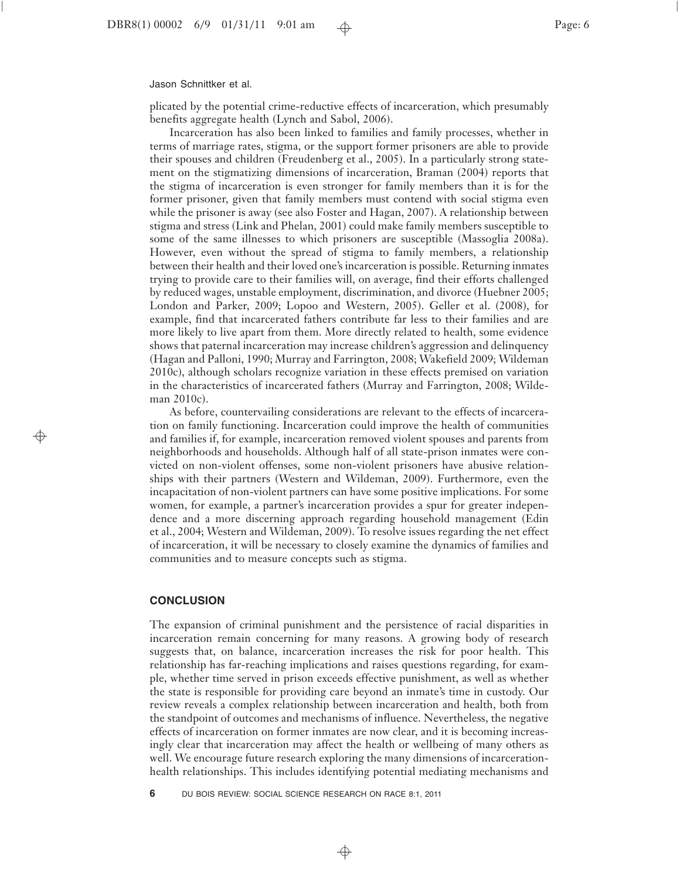plicated by the potential crime-reductive effects of incarceration, which presumably benefits aggregate health (Lynch and Sabol, 2006).

Incarceration has also been linked to families and family processes, whether in terms of marriage rates, stigma, or the support former prisoners are able to provide their spouses and children (Freudenberg et al., 2005). In a particularly strong statement on the stigmatizing dimensions of incarceration, Braman (2004) reports that the stigma of incarceration is even stronger for family members than it is for the former prisoner, given that family members must contend with social stigma even while the prisoner is away (see also Foster and Hagan, 2007). A relationship between stigma and stress (Link and Phelan, 2001) could make family members susceptible to some of the same illnesses to which prisoners are susceptible (Massoglia 2008a). However, even without the spread of stigma to family members, a relationship between their health and their loved one's incarceration is possible. Returning inmates trying to provide care to their families will, on average, find their efforts challenged by reduced wages, unstable employment, discrimination, and divorce (Huebner 2005; London and Parker, 2009; Lopoo and Western, 2005). Geller et al. (2008), for example, find that incarcerated fathers contribute far less to their families and are more likely to live apart from them. More directly related to health, some evidence shows that paternal incarceration may increase children's aggression and delinquency (Hagan and Palloni, 1990; Murray and Farrington, 2008; Wakefield 2009; Wildeman 2010c), although scholars recognize variation in these effects premised on variation in the characteristics of incarcerated fathers (Murray and Farrington, 2008; Wildeman 2010c).

As before, countervailing considerations are relevant to the effects of incarceration on family functioning. Incarceration could improve the health of communities and families if, for example, incarceration removed violent spouses and parents from neighborhoods and households. Although half of all state-prison inmates were convicted on non-violent offenses, some non-violent prisoners have abusive relationships with their partners (Western and Wildeman, 2009). Furthermore, even the incapacitation of non-violent partners can have some positive implications. For some women, for example, a partner's incarceration provides a spur for greater independence and a more discerning approach regarding household management (Edin et al., 2004; Western and Wildeman, 2009). To resolve issues regarding the net effect of incarceration, it will be necessary to closely examine the dynamics of families and communities and to measure concepts such as stigma.

## CONCLUSION

The expansion of criminal punishment and the persistence of racial disparities in incarceration remain concerning for many reasons. A growing body of research suggests that, on balance, incarceration increases the risk for poor health. This relationship has far-reaching implications and raises questions regarding, for example, whether time served in prison exceeds effective punishment, as well as whether the state is responsible for providing care beyond an inmate's time in custody. Our review reveals a complex relationship between incarceration and health, both from the standpoint of outcomes and mechanisms of influence. Nevertheless, the negative effects of incarceration on former inmates are now clear, and it is becoming increasingly clear that incarceration may affect the health or wellbeing of many others as well. We encourage future research exploring the many dimensions of incarceration-health relationships. This includes identifying potential mediating mechanisms and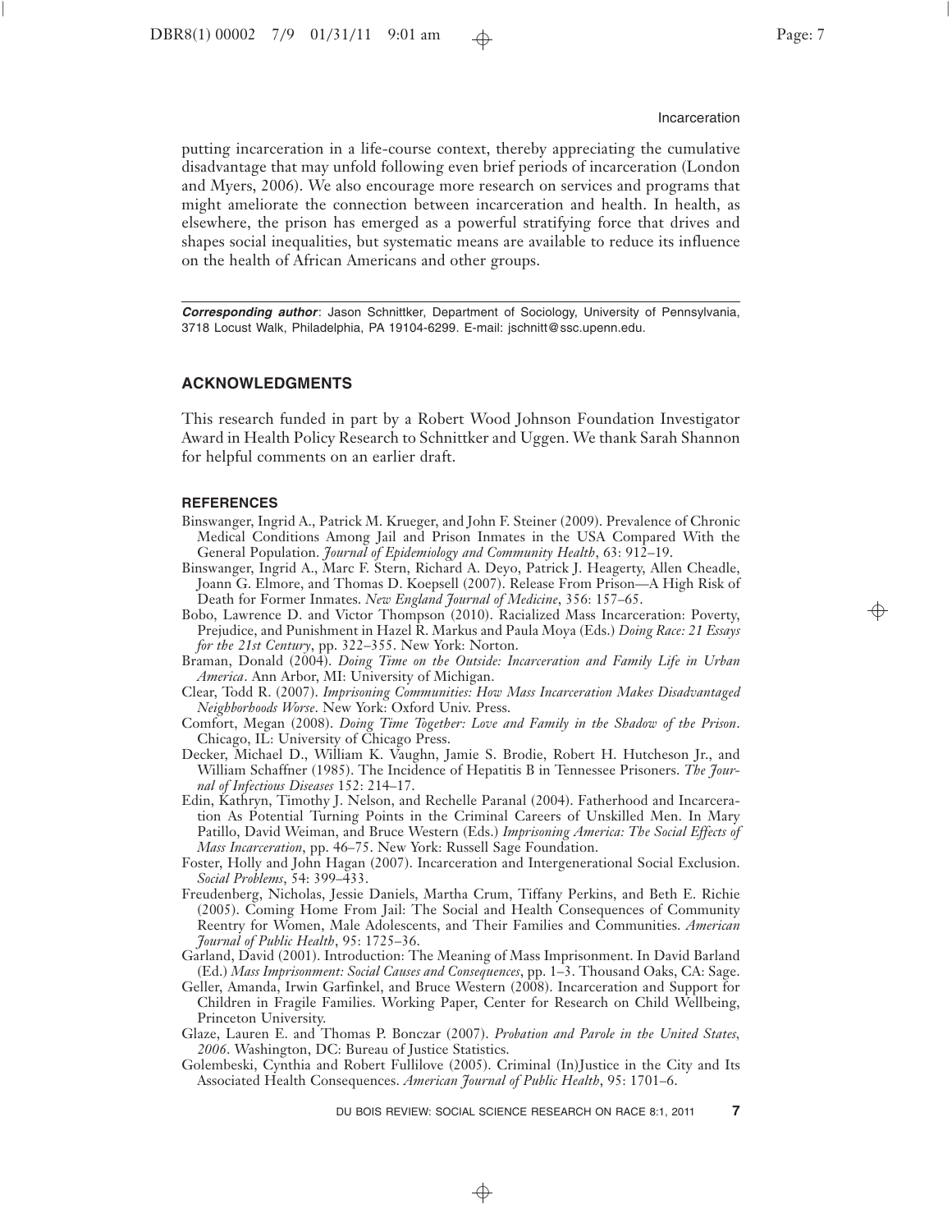putting incarceration in a life-course context, thereby appreciating the cumulative disadvantage that may unfold following even brief periods of incarceration (London and Myers, 2006). We also encourage more research on services and programs that might ameliorate the connection between incarceration and health. In health, as elsewhere, the prison has emerged as a powerful stratifying force that drives and shapes social inequalities, but systematic means are available to reduce its influence on the health of African Americans and other groups.

***Corresponding author***: Jason Schnittker, Department of Sociology, University of Pennsylvania, 3718 Locust Walk, Philadelphia, PA 19104-6299. E-mail: jschnitt@ssc.upenn.edu.

## ACKNOWLEDGMENTS

This research funded in part by a Robert Wood Johnson Foundation Investigator Award in Health Policy Research to Schnittker and Uggen. We thank Sarah Shannon for helpful comments on an earlier draft.

### REFERENCES

Binswanger, Ingrid A., Patrick M. Krueger, and John F. Steiner (2009). Prevalence of Chronic Medical Conditions Among Jail and Prison Inmates in the USA Compared With the General Population. *Journal of Epidemiology and Community Health*, 63: 912–19.

Binswanger, Ingrid A., Marc F. Stern, Richard A. Deyo, Patrick J. Heagerty, Allen Cheadle, Joann G. Elmore, and Thomas D. Koepsell (2007). Release From Prison—A High Risk of Death for Former Inmates. *New England Journal of Medicine*, 356: 157–65.

Bobo, Lawrence D. and Victor Thompson (2010). Racialized Mass Incarceration: Poverty, Prejudice, and Punishment in Hazel R. Markus and Paula Moya (Eds.) *Doing Race: 21 Essays for the 21st Century*, pp. 322–355. New York: Norton.

Braman, Donald (2004). *Doing Time on the Outside: Incarceration and Family Life in Urban America*. Ann Arbor, MI: University of Michigan.

Clear, Todd R. (2007). *Imprisoning Communities: How Mass Incarceration Makes Disadvantaged Neighborhoods Worse*. New York: Oxford Univ. Press.

Comfort, Megan (2008). *Doing Time Together: Love and Family in the Shadow of the Prison*. Chicago, IL: University of Chicago Press.

Decker, Michael D., William K. Vaughn, Jamie S. Brodie, Robert H. Hutcheson Jr., and William Schaffner (1985). The Incidence of Hepatitis B in Tennessee Prisoners. *The Journal of Infectious Diseases* 152: 214–17.

Edin, Kathryn, Timothy J. Nelson, and Rechelle Paranal (2004). Fatherhood and Incarceration As Potential Turning Points in the Criminal Careers of Unskilled Men. In Mary Patillo, David Weiman, and Bruce Western (Eds.) *Imprisoning America: The Social Effects of Mass Incarceration*, pp. 46–75. New York: Russell Sage Foundation.

Foster, Holly and John Hagan (2007). Incarceration and Intergenerational Social Exclusion. *Social Problems*, 54: 399–433.

Freudenberg, Nicholas, Jessie Daniels, Martha Crum, Tiffany Perkins, and Beth E. Richie (2005). Coming Home From Jail: The Social and Health Consequences of Community Reentry for Women, Male Adolescents, and Their Families and Communities. *American Journal of Public Health*, 95: 1725–36.

Garland, David (2001). Introduction: The Meaning of Mass Imprisonment. In David Barland (Ed.) *Mass Imprisonment: Social Causes and Consequences*, pp. 1–3. Thousand Oaks, CA: Sage.

Geller, Amanda, Irwin Garfinkel, and Bruce Western (2008). Incarceration and Support for Children in Fragile Families. Working Paper, Center for Research on Child Wellbeing, Princeton University.

Glaze, Lauren E. and Thomas P. Bonczar (2007). *Probation and Parole in the United States, 2006*. Washington, DC: Bureau of Justice Statistics.

Golembeski, Cynthia and Robert Fullilove (2005). Criminal (In)Justice in the City and Its Associated Health Consequences. *American Journal of Public Health*, 95: 1701–6.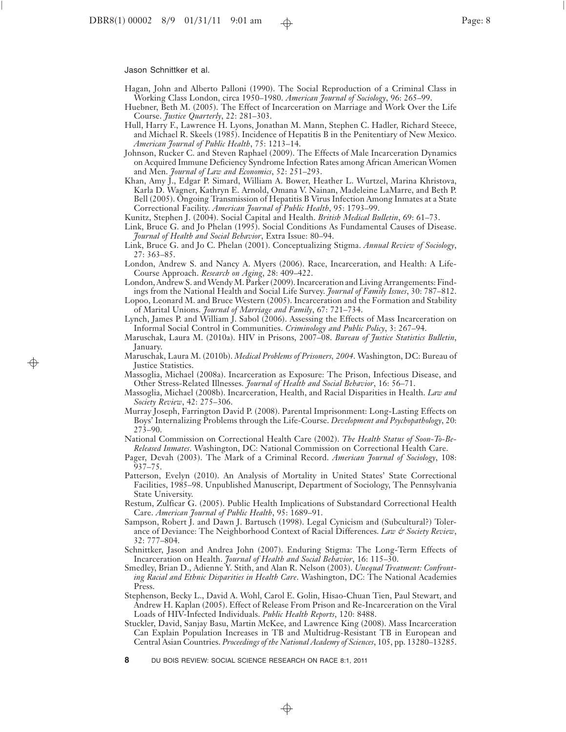Hagan, John and Alberto Palloni (1990). The Social Reproduction of a Criminal Class in Working Class London, circa 1950–1980. *American Journal of Sociology*, 96: 265–99.

Huebner, Beth M. (2005). The Effect of Incarceration on Marriage and Work Over the Life Course. *Justice Quarterly*, 22: 281–303.

Hull, Harry F., Lawrence H. Lyons, Jonathan M. Mann, Stephen C. Hadler, Richard Steece, and Michael R. Skeels (1985). Incidence of Hepatitis B in the Penitentiary of New Mexico. *American Journal of Public Health*, 75: 1213–14.

Johnson, Rucker C. and Steven Raphael (2009). The Effects of Male Incarceration Dynamics on Acquired Immune Deficiency Syndrome Infection Rates among African American Women and Men. *Journal of Law and Economics*, 52: 251–293.

Khan, Amy J., Edgar P. Simard, William A. Bower, Heather L. Wurtzel, Marina Khristova, Karla D. Wagner, Kathryn E. Arnold, Omana V. Nainan, Madeleine LaMarre, and Beth P. Bell (2005). Ongoing Transmission of Hepatitis B Virus Infection Among Inmates at a State Correctional Facility. *American Journal of Public Health*, 95: 1793–99.

Kunitz, Stephen J. (2004). Social Capital and Health. *British Medical Bulletin*, 69: 61–73.

Link, Bruce G. and Jo Phelan (1995). Social Conditions As Fundamental Causes of Disease. *Journal of Health and Social Behavior*, Extra Issue: 80–94.

Link, Bruce G. and Jo C. Phelan (2001). Conceptualizing Stigma. *Annual Review of Sociology*, 27: 363–85.

London, Andrew S. and Nancy A. Myers (2006). Race, Incarceration, and Health: A Life-Course Approach. *Research on Aging*, 28: 409–422.

London, Andrew S. and Wendy M. Parker (2009). Incarceration and Living Arrangements: Findings from the National Health and Social Life Survey. *Journal of Family Issues*, 30: 787–812.

Lopoo, Leonard M. and Bruce Western (2005). Incarceration and the Formation and Stability of Marital Unions. *Journal of Marriage and Family*, 67: 721–734.

Lynch, James P. and William J. Sabol (2006). Assessing the Effects of Mass Incarceration on Informal Social Control in Communities. *Criminology and Public Policy*, 3: 267–94.

Maruschak, Laura M. (2010a). HIV in Prisons, 2007–08. *Bureau of Justice Statistics Bulletin*, January.

Maruschak, Laura M. (2010b). *Medical Problems of Prisoners, 2004*. Washington, DC: Bureau of Justice Statistics.

Massoglia, Michael (2008a). Incarceration as Exposure: The Prison, Infectious Disease, and Other Stress-Related Illnesses. *Journal of Health and Social Behavior*, 16: 56–71.

Massoglia, Michael (2008b). Incarceration, Health, and Racial Disparities in Health. *Law and Society Review*, 42: 275–306.

Murray Joseph, Farrington David P. (2008). Parental Imprisonment: Long-Lasting Effects on Boys' Internalizing Problems through the Life-Course. *Development and Psychopathology*, 20: 273–90.

National Commission on Correctional Health Care (2002). *The Health Status of Soon-To-Be-Released Inmates*. Washington, DC: National Commission on Correctional Health Care.

Pager, Devah (2003). The Mark of a Criminal Record. *American Journal of Sociology*, 108: 937–75.

Patterson, Evelyn (2010). An Analysis of Mortality in United States' State Correctional Facilities, 1985–98. Unpublished Manuscript, Department of Sociology, The Pennsylvania State University.

Restum, Zulficar G. (2005). Public Health Implications of Substandard Correctional Health Care. *American Journal of Public Health*, 95: 1689–91.

Sampson, Robert J. and Dawn J. Bartusch (1998). Legal Cynicism and (Subcultural?) Tolerance of Deviance: The Neighborhood Context of Racial Differences. *Law & Society Review*, 32: 777–804.

Schnittker, Jason and Andrea John (2007). Enduring Stigma: The Long-Term Effects of Incarceration on Health. *Journal of Health and Social Behavior*, 16: 115–30.

Smedley, Brian D., Adienne Y. Stith, and Alan R. Nelson (2003). *Unequal Treatment: Confronting Racial and Ethnic Disparities in Health Care*. Washington, DC: The National Academies Press.

Stephenson, Becky L., David A. Wohl, Carol E. Golin, Hisao-Chuan Tien, Paul Stewart, and Andrew H. Kaplan (2005). Effect of Release From Prison and Re-Incarceration on the Viral Loads of HIV-Infected Individuals. *Public Health Reports*, 120: 8488.

Stuckler, David, Sanjay Basu, Martin McKee, and Lawrence King (2008). Mass Incarceration Can Explain Population Increases in TB and Multidrug-Resistant TB in European and Central Asian Countries. *Proceedings of the National Academy of Sciences*, 105, pp. 13280–13285.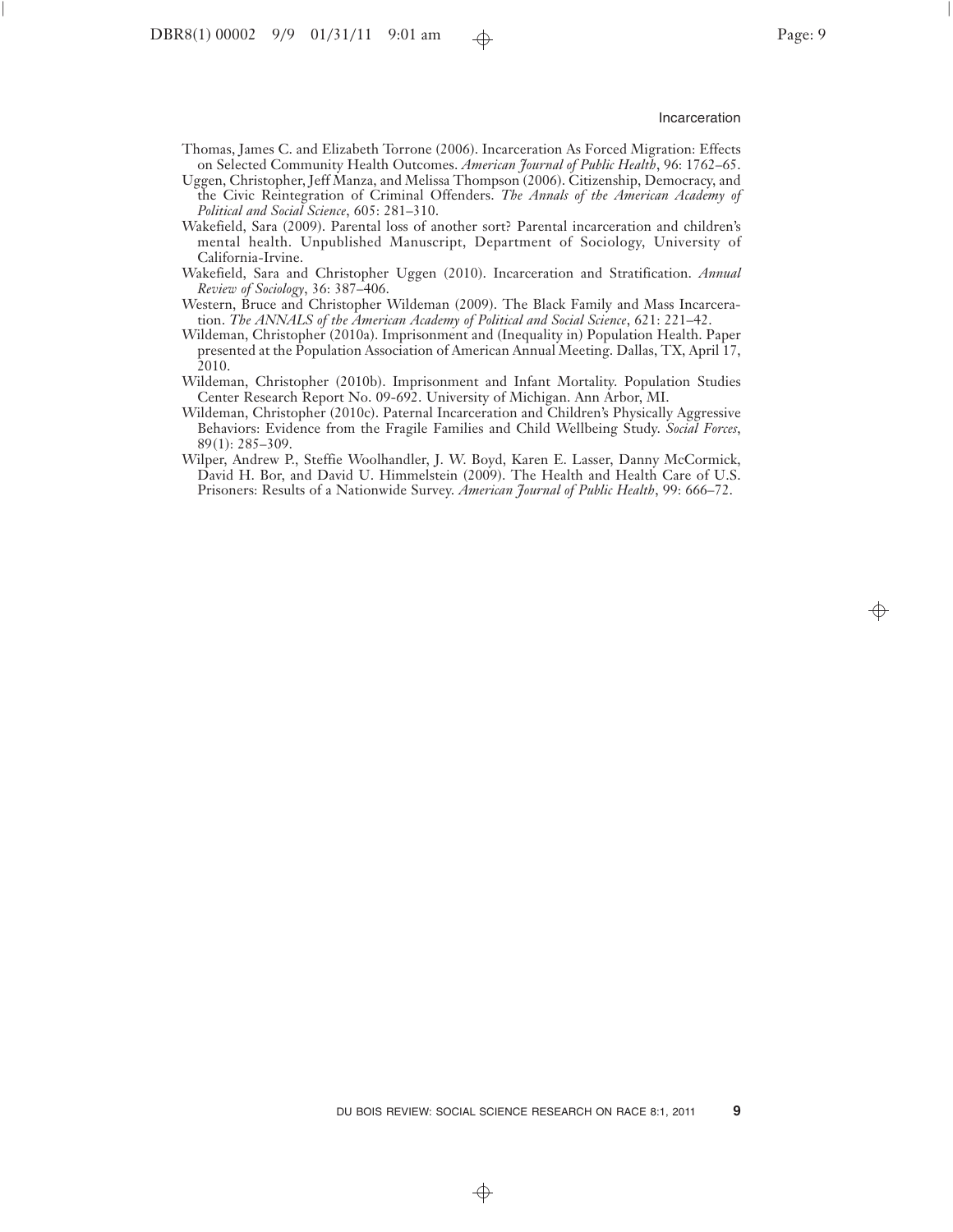Thomas, James C. and Elizabeth Torrone (2006). Incarceration As Forced Migration: Effects on Selected Community Health Outcomes. *American Journal of Public Health*, 96: 1762–65.

Uggen, Christopher, Jeff Manza, and Melissa Thompson (2006). Citizenship, Democracy, and the Civic Reintegration of Criminal Offenders. *The Annals of the American Academy of Political and Social Science*, 605: 281–310.

Wakefield, Sara (2009). Parental loss of another sort? Parental incarceration and children's mental health. Unpublished Manuscript, Department of Sociology, University of California-Irvine.

Wakefield, Sara and Christopher Uggen (2010). Incarceration and Stratification. *Annual Review of Sociology*, 36: 387–406.

Western, Bruce and Christopher Wildeman (2009). The Black Family and Mass Incarceration. *The ANNALS of the American Academy of Political and Social Science*, 621: 221–42.

Wildeman, Christopher (2010a). Imprisonment and (Inequality in) Population Health. Paper presented at the Population Association of American Annual Meeting. Dallas, TX, April 17, 2010.

Wildeman, Christopher (2010b). Imprisonment and Infant Mortality. Population Studies Center Research Report No. 09-692. University of Michigan. Ann Arbor, MI.

Wildeman, Christopher (2010c). Paternal Incarceration and Children's Physically Aggressive Behaviors: Evidence from the Fragile Families and Child Wellbeing Study. *Social Forces*, 89(1): 285–309.

Wilper, Andrew P., Steffie Woolhandler, J. W. Boyd, Karen E. Lasser, Danny McCormick, David H. Bor, and David U. Himmelstein (2009). The Health and Health Care of U.S. Prisoners: Results of a Nationwide Survey. *American Journal of Public Health*, 99: 666–72.